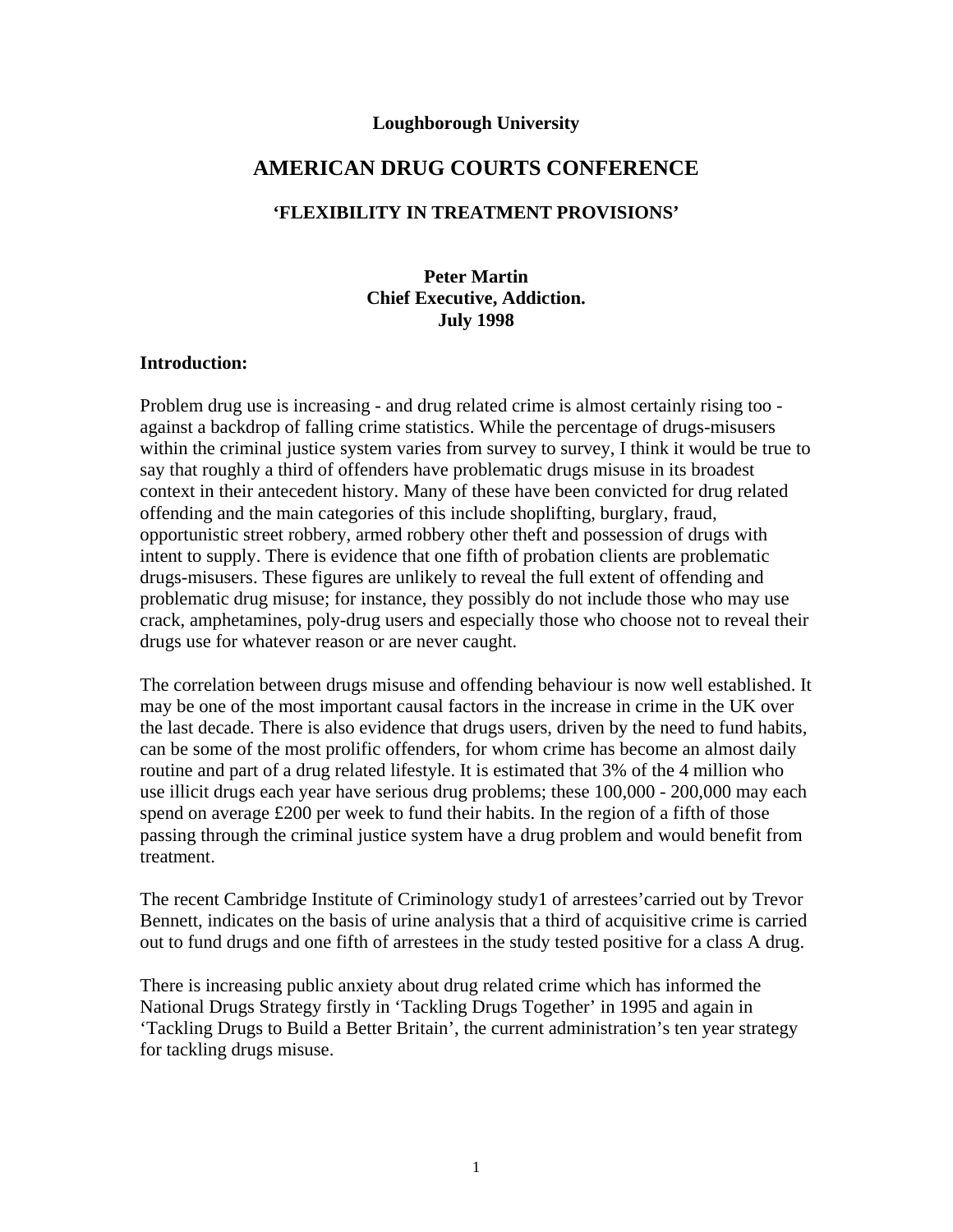**Loughborough University**

# AMERICAN DRUG COURTS CONFERENCE

## 'FLEXIBILITY IN TREATMENT PROVISIONS'

**Peter Martin**
**Chief Executive, Addiction.**
**July 1998**

### Introduction:

Problem drug use is increasing - and drug related crime is almost certainly rising too - against a backdrop of falling crime statistics. While the percentage of drugs-misusers within the criminal justice system varies from survey to survey, I think it would be true to say that roughly a third of offenders have problematic drugs misuse in its broadest context in their antecedent history. Many of these have been convicted for drug related offending and the main categories of this include shoplifting, burglary, fraud, opportunistic street robbery, armed robbery other theft and possession of drugs with intent to supply. There is evidence that one fifth of probation clients are problematic drugs-misusers. These figures are unlikely to reveal the full extent of offending and problematic drug misuse; for instance, they possibly do not include those who may use crack, amphetamines, poly-drug users and especially those who choose not to reveal their drugs use for whatever reason or are never caught.

The correlation between drugs misuse and offending behaviour is now well established. It may be one of the most important causal factors in the increase in crime in the UK over the last decade. There is also evidence that drugs users, driven by the need to fund habits, can be some of the most prolific offenders, for whom crime has become an almost daily routine and part of a drug related lifestyle. It is estimated that 3% of the 4 million who use illicit drugs each year have serious drug problems; these 100,000 - 200,000 may each spend on average £200 per week to fund their habits. In the region of a fifth of those passing through the criminal justice system have a drug problem and would benefit from treatment.

The recent Cambridge Institute of Criminology study1 of arrestees'carried out by Trevor Bennett, indicates on the basis of urine analysis that a third of acquisitive crime is carried out to fund drugs and one fifth of arrestees in the study tested positive for a class A drug.

There is increasing public anxiety about drug related crime which has informed the National Drugs Strategy firstly in 'Tackling Drugs Together' in 1995 and again in 'Tackling Drugs to Build a Better Britain', the current administration's ten year strategy for tackling drugs misuse.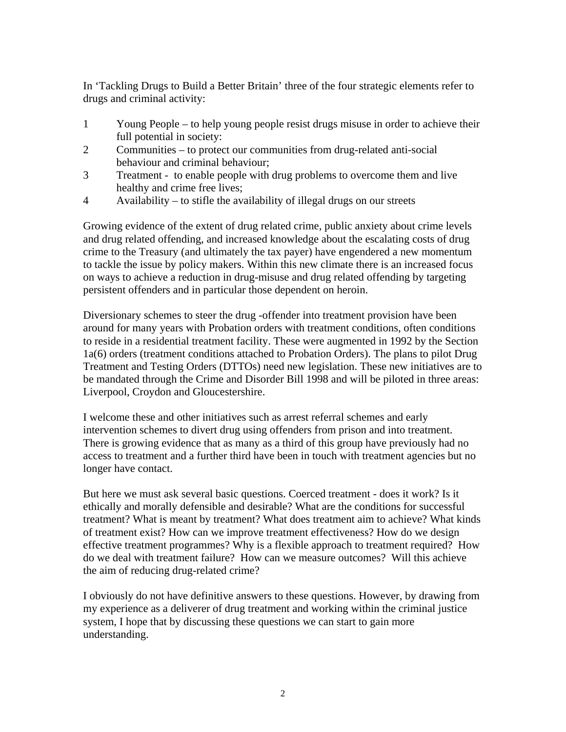In 'Tackling Drugs to Build a Better Britain' three of the four strategic elements refer to drugs and criminal activity:

1. Young People – to help young people resist drugs misuse in order to achieve their full potential in society:
2. Communities – to protect our communities from drug-related anti-social behaviour and criminal behaviour;
3. Treatment - to enable people with drug problems to overcome them and live healthy and crime free lives;
4. Availability – to stifle the availability of illegal drugs on our streets

Growing evidence of the extent of drug related crime, public anxiety about crime levels and drug related offending, and increased knowledge about the escalating costs of drug crime to the Treasury (and ultimately the tax payer) have engendered a new momentum to tackle the issue by policy makers. Within this new climate there is an increased focus on ways to achieve a reduction in drug-misuse and drug related offending by targeting persistent offenders and in particular those dependent on heroin.

Diversionary schemes to steer the drug -offender into treatment provision have been around for many years with Probation orders with treatment conditions, often conditions to reside in a residential treatment facility. These were augmented in 1992 by the Section 1a(6) orders (treatment conditions attached to Probation Orders). The plans to pilot Drug Treatment and Testing Orders (DTTOs) need new legislation. These new initiatives are to be mandated through the Crime and Disorder Bill 1998 and will be piloted in three areas: Liverpool, Croydon and Gloucestershire.

I welcome these and other initiatives such as arrest referral schemes and early intervention schemes to divert drug using offenders from prison and into treatment. There is growing evidence that as many as a third of this group have previously had no access to treatment and a further third have been in touch with treatment agencies but no longer have contact.

But here we must ask several basic questions. Coerced treatment - does it work? Is it ethically and morally defensible and desirable? What are the conditions for successful treatment? What is meant by treatment? What does treatment aim to achieve? What kinds of treatment exist? How can we improve treatment effectiveness? How do we design effective treatment programmes? Why is a flexible approach to treatment required? How do we deal with treatment failure? How can we measure outcomes? Will this achieve the aim of reducing drug-related crime?

I obviously do not have definitive answers to these questions. However, by drawing from my experience as a deliverer of drug treatment and working within the criminal justice system, I hope that by discussing these questions we can start to gain more understanding.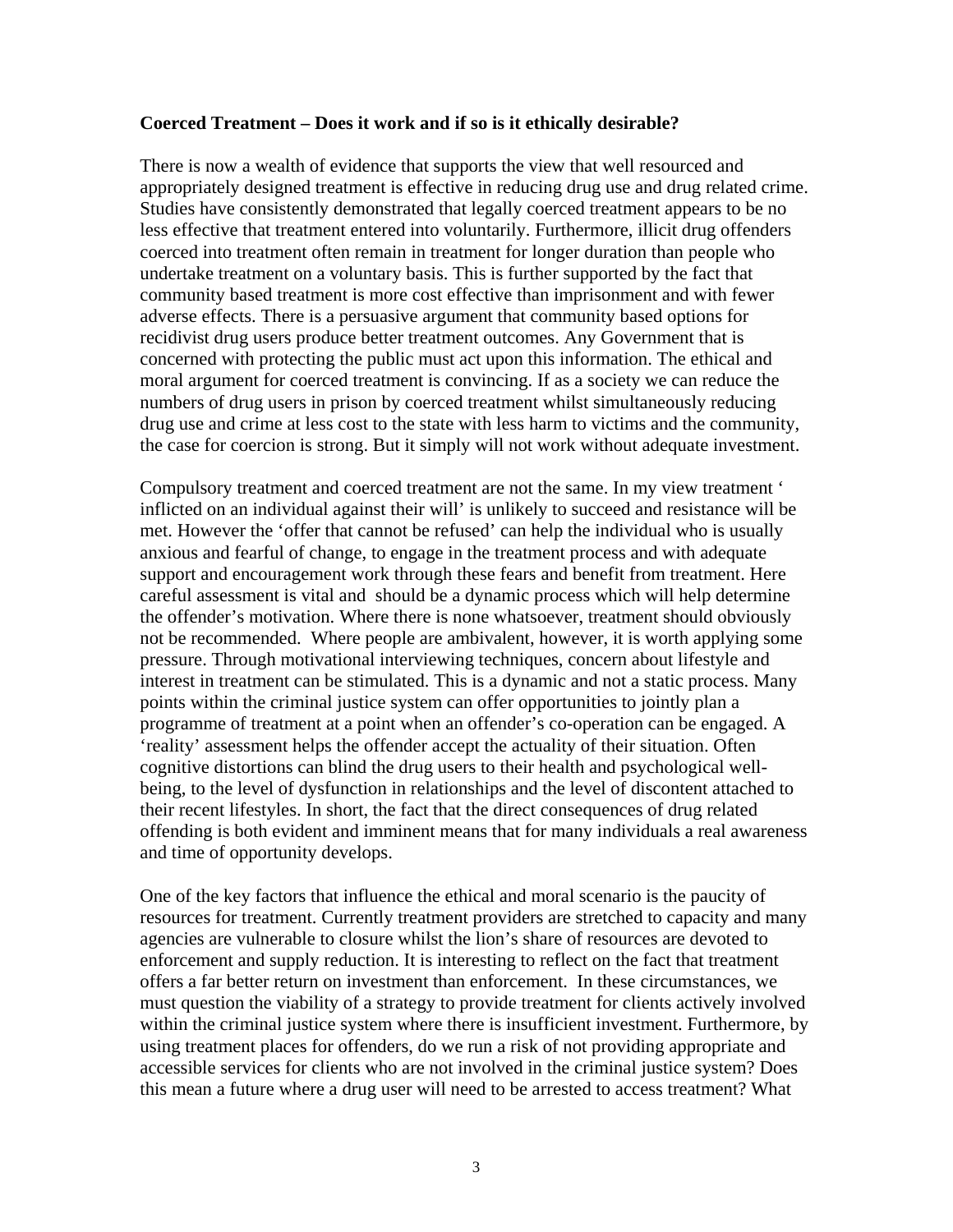**Coerced Treatment – Does it work and if so is it ethically desirable?**

There is now a wealth of evidence that supports the view that well resourced and appropriately designed treatment is effective in reducing drug use and drug related crime. Studies have consistently demonstrated that legally coerced treatment appears to be no less effective that treatment entered into voluntarily. Furthermore, illicit drug offenders coerced into treatment often remain in treatment for longer duration than people who undertake treatment on a voluntary basis. This is further supported by the fact that community based treatment is more cost effective than imprisonment and with fewer adverse effects. There is a persuasive argument that community based options for recidivist drug users produce better treatment outcomes. Any Government that is concerned with protecting the public must act upon this information. The ethical and moral argument for coerced treatment is convincing. If as a society we can reduce the numbers of drug users in prison by coerced treatment whilst simultaneously reducing drug use and crime at less cost to the state with less harm to victims and the community, the case for coercion is strong. But it simply will not work without adequate investment.

Compulsory treatment and coerced treatment are not the same. In my view treatment ' inflicted on an individual against their will' is unlikely to succeed and resistance will be met. However the 'offer that cannot be refused' can help the individual who is usually anxious and fearful of change, to engage in the treatment process and with adequate support and encouragement work through these fears and benefit from treatment. Here careful assessment is vital and should be a dynamic process which will help determine the offender's motivation. Where there is none whatsoever, treatment should obviously not be recommended. Where people are ambivalent, however, it is worth applying some pressure. Through motivational interviewing techniques, concern about lifestyle and interest in treatment can be stimulated. This is a dynamic and not a static process. Many points within the criminal justice system can offer opportunities to jointly plan a programme of treatment at a point when an offender's co-operation can be engaged. A 'reality' assessment helps the offender accept the actuality of their situation. Often cognitive distortions can blind the drug users to their health and psychological well-being, to the level of dysfunction in relationships and the level of discontent attached to their recent lifestyles. In short, the fact that the direct consequences of drug related offending is both evident and imminent means that for many individuals a real awareness and time of opportunity develops.

One of the key factors that influence the ethical and moral scenario is the paucity of resources for treatment. Currently treatment providers are stretched to capacity and many agencies are vulnerable to closure whilst the lion's share of resources are devoted to enforcement and supply reduction. It is interesting to reflect on the fact that treatment offers a far better return on investment than enforcement. In these circumstances, we must question the viability of a strategy to provide treatment for clients actively involved within the criminal justice system where there is insufficient investment. Furthermore, by using treatment places for offenders, do we run a risk of not providing appropriate and accessible services for clients who are not involved in the criminal justice system? Does this mean a future where a drug user will need to be arrested to access treatment? What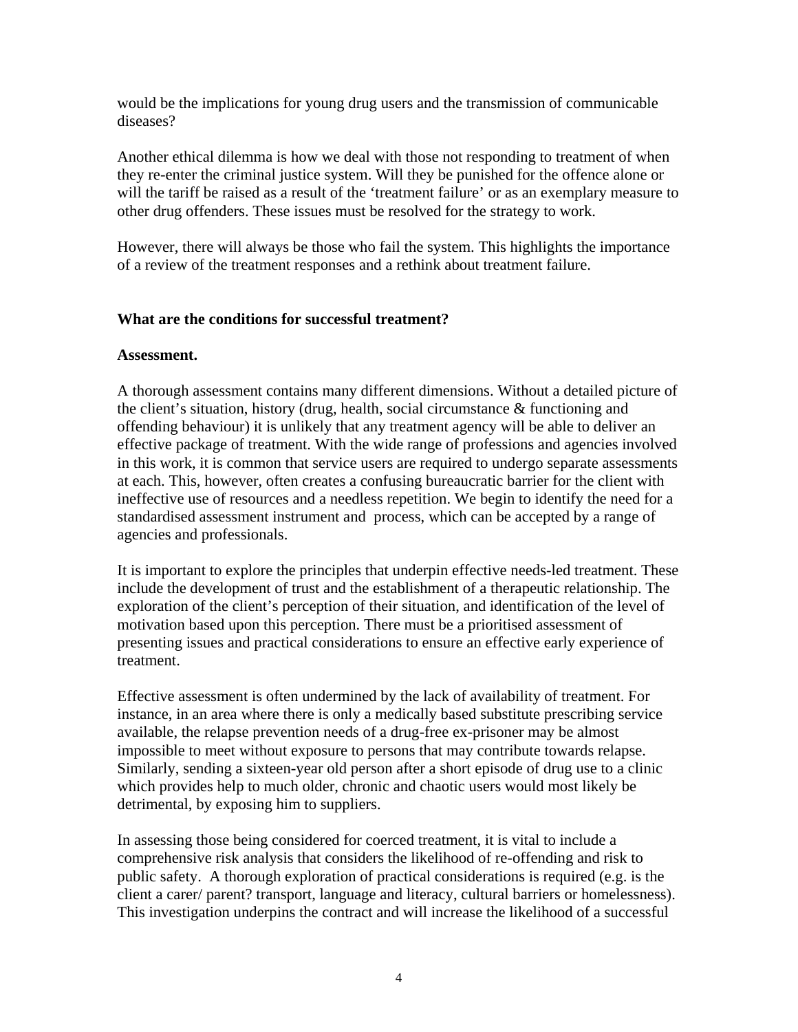would be the implications for young drug users and the transmission of communicable diseases?

Another ethical dilemma is how we deal with those not responding to treatment of when they re-enter the criminal justice system. Will they be punished for the offence alone or will the tariff be raised as a result of the 'treatment failure' or as an exemplary measure to other drug offenders. These issues must be resolved for the strategy to work.

However, there will always be those who fail the system. This highlights the importance of a review of the treatment responses and a rethink about treatment failure.

**What are the conditions for successful treatment?**

**Assessment.**

A thorough assessment contains many different dimensions. Without a detailed picture of the client's situation, history (drug, health, social circumstance & functioning and offending behaviour) it is unlikely that any treatment agency will be able to deliver an effective package of treatment. With the wide range of professions and agencies involved in this work, it is common that service users are required to undergo separate assessments at each. This, however, often creates a confusing bureaucratic barrier for the client with ineffective use of resources and a needless repetition. We begin to identify the need for a standardised assessment instrument and process, which can be accepted by a range of agencies and professionals.

It is important to explore the principles that underpin effective needs-led treatment. These include the development of trust and the establishment of a therapeutic relationship. The exploration of the client's perception of their situation, and identification of the level of motivation based upon this perception. There must be a prioritised assessment of presenting issues and practical considerations to ensure an effective early experience of treatment.

Effective assessment is often undermined by the lack of availability of treatment. For instance, in an area where there is only a medically based substitute prescribing service available, the relapse prevention needs of a drug-free ex-prisoner may be almost impossible to meet without exposure to persons that may contribute towards relapse. Similarly, sending a sixteen-year old person after a short episode of drug use to a clinic which provides help to much older, chronic and chaotic users would most likely be detrimental, by exposing him to suppliers.

In assessing those being considered for coerced treatment, it is vital to include a comprehensive risk analysis that considers the likelihood of re-offending and risk to public safety. A thorough exploration of practical considerations is required (e.g. is the client a carer/ parent? transport, language and literacy, cultural barriers or homelessness). This investigation underpins the contract and will increase the likelihood of a successful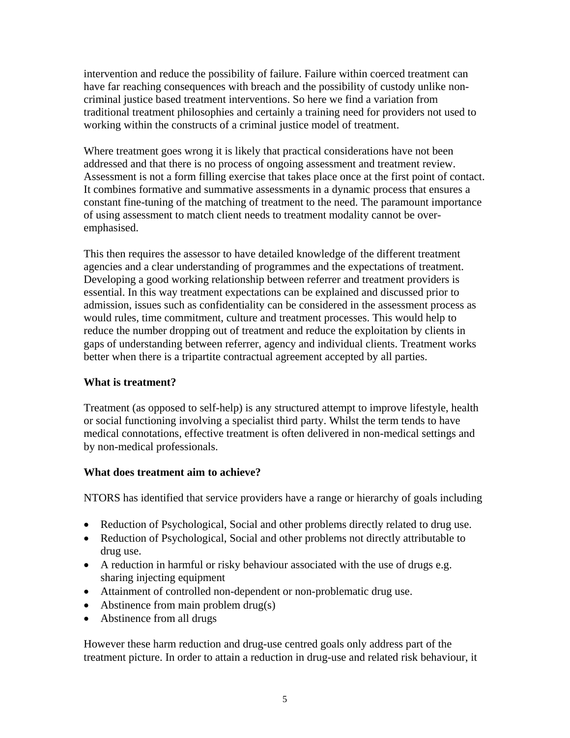intervention and reduce the possibility of failure. Failure within coerced treatment can have far reaching consequences with breach and the possibility of custody unlike non-criminal justice based treatment interventions. So here we find a variation from traditional treatment philosophies and certainly a training need for providers not used to working within the constructs of a criminal justice model of treatment.

Where treatment goes wrong it is likely that practical considerations have not been addressed and that there is no process of ongoing assessment and treatment review. Assessment is not a form filling exercise that takes place once at the first point of contact. It combines formative and summative assessments in a dynamic process that ensures a constant fine-tuning of the matching of treatment to the need. The paramount importance of using assessment to match client needs to treatment modality cannot be over-emphasised.

This then requires the assessor to have detailed knowledge of the different treatment agencies and a clear understanding of programmes and the expectations of treatment. Developing a good working relationship between referrer and treatment providers is essential. In this way treatment expectations can be explained and discussed prior to admission, issues such as confidentiality can be considered in the assessment process as would rules, time commitment, culture and treatment processes. This would help to reduce the number dropping out of treatment and reduce the exploitation by clients in gaps of understanding between referrer, agency and individual clients. Treatment works better when there is a tripartite contractual agreement accepted by all parties.

**What is treatment?**

Treatment (as opposed to self-help) is any structured attempt to improve lifestyle, health or social functioning involving a specialist third party. Whilst the term tends to have medical connotations, effective treatment is often delivered in non-medical settings and by non-medical professionals.

**What does treatment aim to achieve?**

NTORS has identified that service providers have a range or hierarchy of goals including

- Reduction of Psychological, Social and other problems directly related to drug use.
- Reduction of Psychological, Social and other problems not directly attributable to drug use.
- A reduction in harmful or risky behaviour associated with the use of drugs e.g. sharing injecting equipment
- Attainment of controlled non-dependent or non-problematic drug use.
- Abstinence from main problem drug(s)
- Abstinence from all drugs

However these harm reduction and drug-use centred goals only address part of the treatment picture. In order to attain a reduction in drug-use and related risk behaviour, it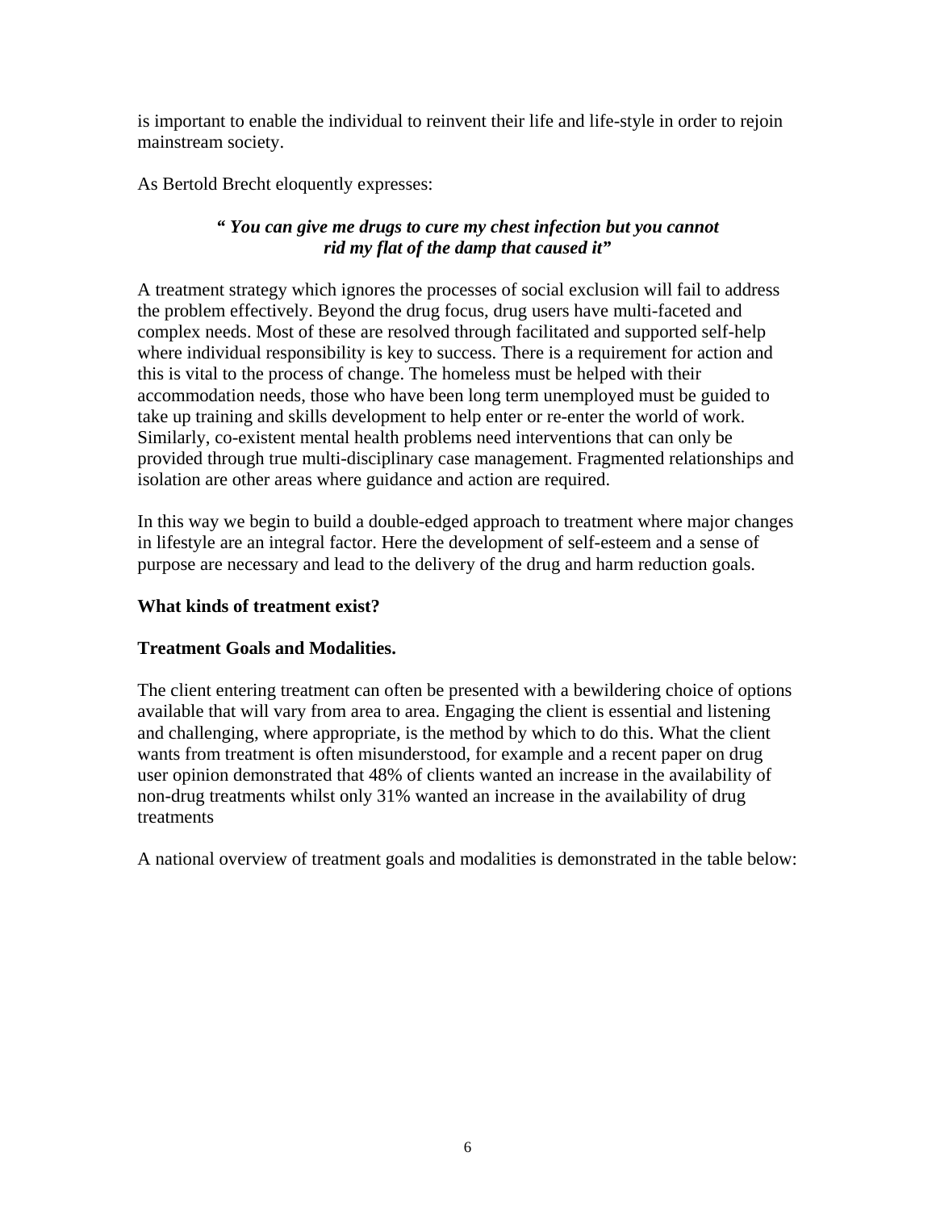is important to enable the individual to reinvent their life and life-style in order to rejoin mainstream society.

As Bertold Brecht eloquently expresses:

> ***" You can give me drugs to cure my chest infection but you cannot rid my flat of the damp that caused it"***

A treatment strategy which ignores the processes of social exclusion will fail to address the problem effectively. Beyond the drug focus, drug users have multi-faceted and complex needs. Most of these are resolved through facilitated and supported self-help where individual responsibility is key to success. There is a requirement for action and this is vital to the process of change. The homeless must be helped with their accommodation needs, those who have been long term unemployed must be guided to take up training and skills development to help enter or re-enter the world of work. Similarly, co-existent mental health problems need interventions that can only be provided through true multi-disciplinary case management. Fragmented relationships and isolation are other areas where guidance and action are required.

In this way we begin to build a double-edged approach to treatment where major changes in lifestyle are an integral factor. Here the development of self-esteem and a sense of purpose are necessary and lead to the delivery of the drug and harm reduction goals.

**What kinds of treatment exist?**

**Treatment Goals and Modalities.**

The client entering treatment can often be presented with a bewildering choice of options available that will vary from area to area. Engaging the client is essential and listening and challenging, where appropriate, is the method by which to do this. What the client wants from treatment is often misunderstood, for example and a recent paper on drug user opinion demonstrated that 48% of clients wanted an increase in the availability of non-drug treatments whilst only 31% wanted an increase in the availability of drug treatments

A national overview of treatment goals and modalities is demonstrated in the table below: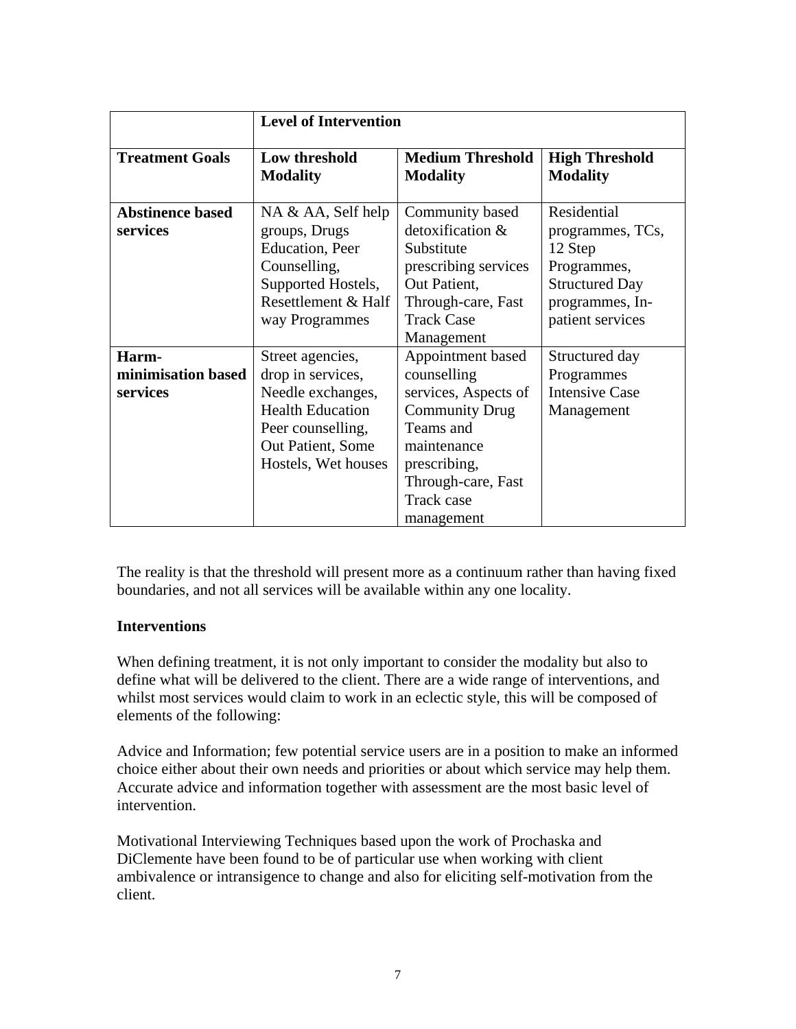| | **Level of Intervention** | | |
|---|---|---|---|
| **Treatment Goals** | **Low threshold Modality** | **Medium Threshold Modality** | **High Threshold Modality** |
| **Abstinence based services** | NA & AA, Self help groups, Drugs Education, Peer Counselling, Supported Hostels, Resettlement & Half way Programmes | Community based detoxification & Substitute prescribing services Out Patient, Through-care, Fast Track Case Management | Residential programmes, TCs, 12 Step Programmes, Structured Day programmes, In-patient services |
| **Harm-minimisation based services** | Street agencies, drop in services, Needle exchanges, Health Education Peer counselling, Out Patient, Some Hostels, Wet houses | Appointment based counselling services, Aspects of Community Drug Teams and maintenance prescribing, Through-care, Fast Track case management | Structured day Programmes Intensive Case Management |

The reality is that the threshold will present more as a continuum rather than having fixed boundaries, and not all services will be available within any one locality.

**Interventions**

When defining treatment, it is not only important to consider the modality but also to define what will be delivered to the client. There are a wide range of interventions, and whilst most services would claim to work in an eclectic style, this will be composed of elements of the following:

Advice and Information; few potential service users are in a position to make an informed choice either about their own needs and priorities or about which service may help them. Accurate advice and information together with assessment are the most basic level of intervention.

Motivational Interviewing Techniques based upon the work of Prochaska and DiClemente have been found to be of particular use when working with client ambivalence or intransigence to change and also for eliciting self-motivation from the client.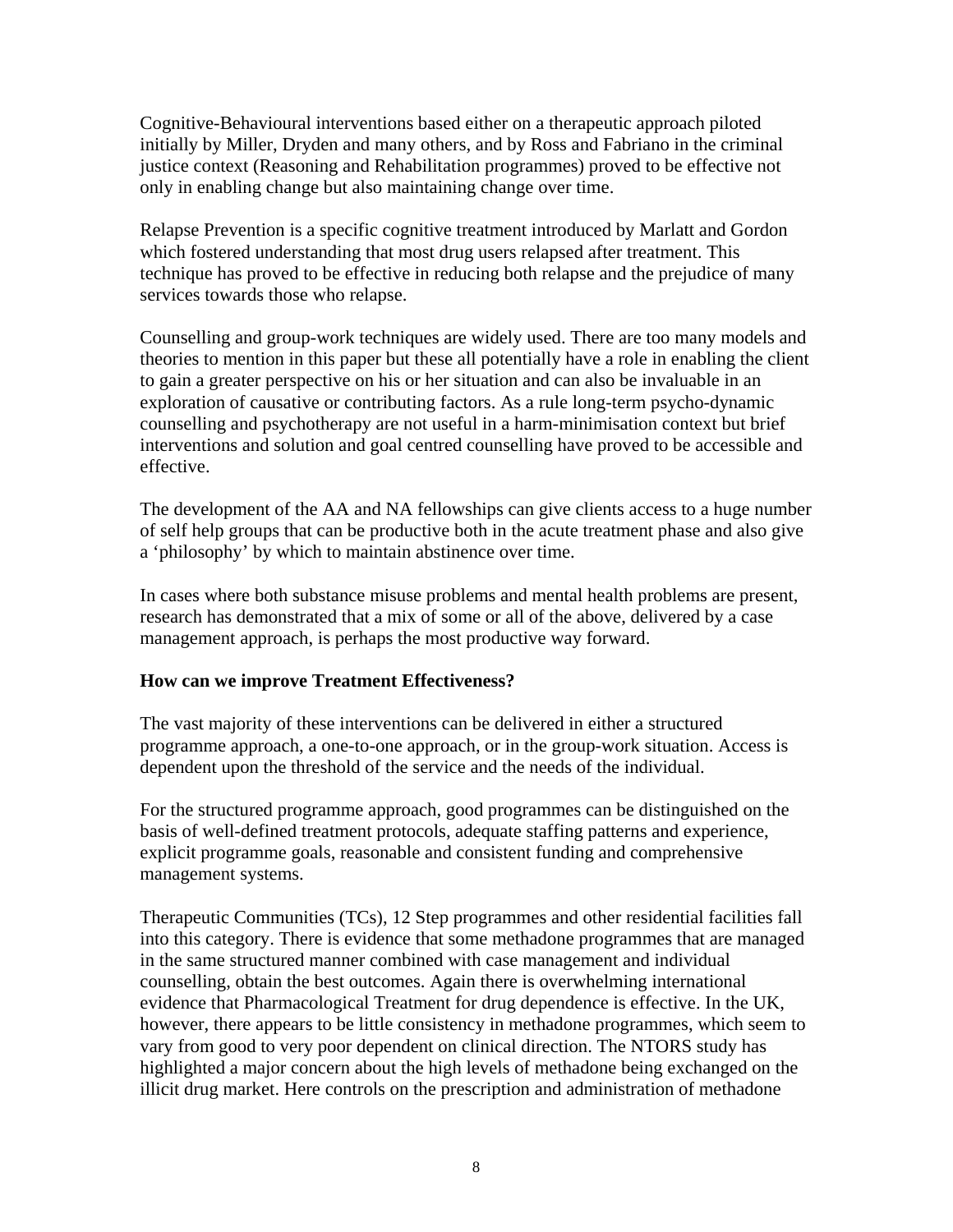Cognitive-Behavioural interventions based either on a therapeutic approach piloted initially by Miller, Dryden and many others, and by Ross and Fabriano in the criminal justice context (Reasoning and Rehabilitation programmes) proved to be effective not only in enabling change but also maintaining change over time.

Relapse Prevention is a specific cognitive treatment introduced by Marlatt and Gordon which fostered understanding that most drug users relapsed after treatment. This technique has proved to be effective in reducing both relapse and the prejudice of many services towards those who relapse.

Counselling and group-work techniques are widely used. There are too many models and theories to mention in this paper but these all potentially have a role in enabling the client to gain a greater perspective on his or her situation and can also be invaluable in an exploration of causative or contributing factors. As a rule long-term psycho-dynamic counselling and psychotherapy are not useful in a harm-minimisation context but brief interventions and solution and goal centred counselling have proved to be accessible and effective.

The development of the AA and NA fellowships can give clients access to a huge number of self help groups that can be productive both in the acute treatment phase and also give a 'philosophy' by which to maintain abstinence over time.

In cases where both substance misuse problems and mental health problems are present, research has demonstrated that a mix of some or all of the above, delivered by a case management approach, is perhaps the most productive way forward.

**How can we improve Treatment Effectiveness?**

The vast majority of these interventions can be delivered in either a structured programme approach, a one-to-one approach, or in the group-work situation. Access is dependent upon the threshold of the service and the needs of the individual.

For the structured programme approach, good programmes can be distinguished on the basis of well-defined treatment protocols, adequate staffing patterns and experience, explicit programme goals, reasonable and consistent funding and comprehensive management systems.

Therapeutic Communities (TCs), 12 Step programmes and other residential facilities fall into this category. There is evidence that some methadone programmes that are managed in the same structured manner combined with case management and individual counselling, obtain the best outcomes. Again there is overwhelming international evidence that Pharmacological Treatment for drug dependence is effective. In the UK, however, there appears to be little consistency in methadone programmes, which seem to vary from good to very poor dependent on clinical direction. The NTORS study has highlighted a major concern about the high levels of methadone being exchanged on the illicit drug market. Here controls on the prescription and administration of methadone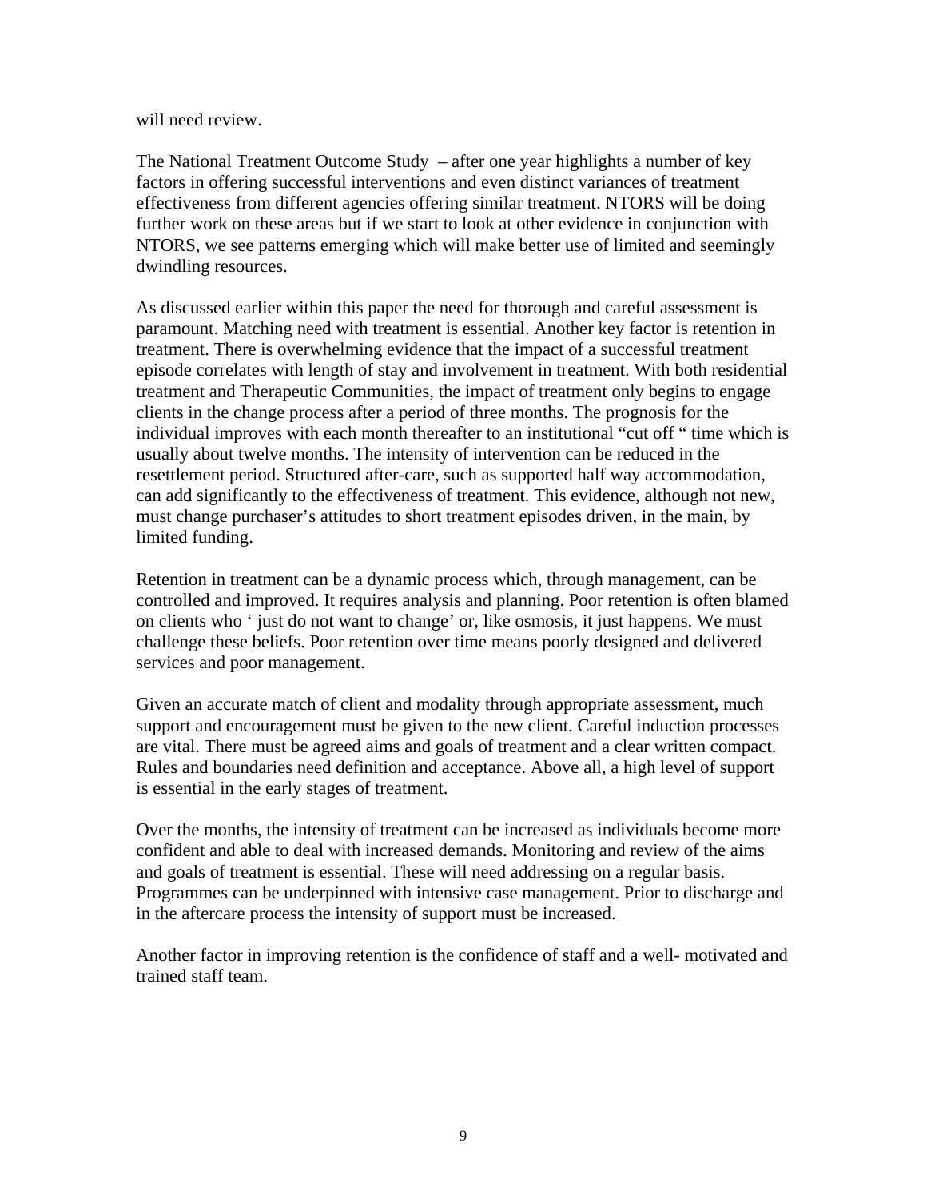will need review.

The National Treatment Outcome Study – after one year highlights a number of key factors in offering successful interventions and even distinct variances of treatment effectiveness from different agencies offering similar treatment. NTORS will be doing further work on these areas but if we start to look at other evidence in conjunction with NTORS, we see patterns emerging which will make better use of limited and seemingly dwindling resources.

As discussed earlier within this paper the need for thorough and careful assessment is paramount. Matching need with treatment is essential. Another key factor is retention in treatment. There is overwhelming evidence that the impact of a successful treatment episode correlates with length of stay and involvement in treatment. With both residential treatment and Therapeutic Communities, the impact of treatment only begins to engage clients in the change process after a period of three months. The prognosis for the individual improves with each month thereafter to an institutional "cut off " time which is usually about twelve months. The intensity of intervention can be reduced in the resettlement period. Structured after-care, such as supported half way accommodation, can add significantly to the effectiveness of treatment. This evidence, although not new, must change purchaser's attitudes to short treatment episodes driven, in the main, by limited funding.

Retention in treatment can be a dynamic process which, through management, can be controlled and improved. It requires analysis and planning. Poor retention is often blamed on clients who ' just do not want to change' or, like osmosis, it just happens. We must challenge these beliefs. Poor retention over time means poorly designed and delivered services and poor management.

Given an accurate match of client and modality through appropriate assessment, much support and encouragement must be given to the new client. Careful induction processes are vital. There must be agreed aims and goals of treatment and a clear written compact. Rules and boundaries need definition and acceptance. Above all, a high level of support is essential in the early stages of treatment.

Over the months, the intensity of treatment can be increased as individuals become more confident and able to deal with increased demands. Monitoring and review of the aims and goals of treatment is essential. These will need addressing on a regular basis. Programmes can be underpinned with intensive case management. Prior to discharge and in the aftercare process the intensity of support must be increased.

Another factor in improving retention is the confidence of staff and a well- motivated and trained staff team.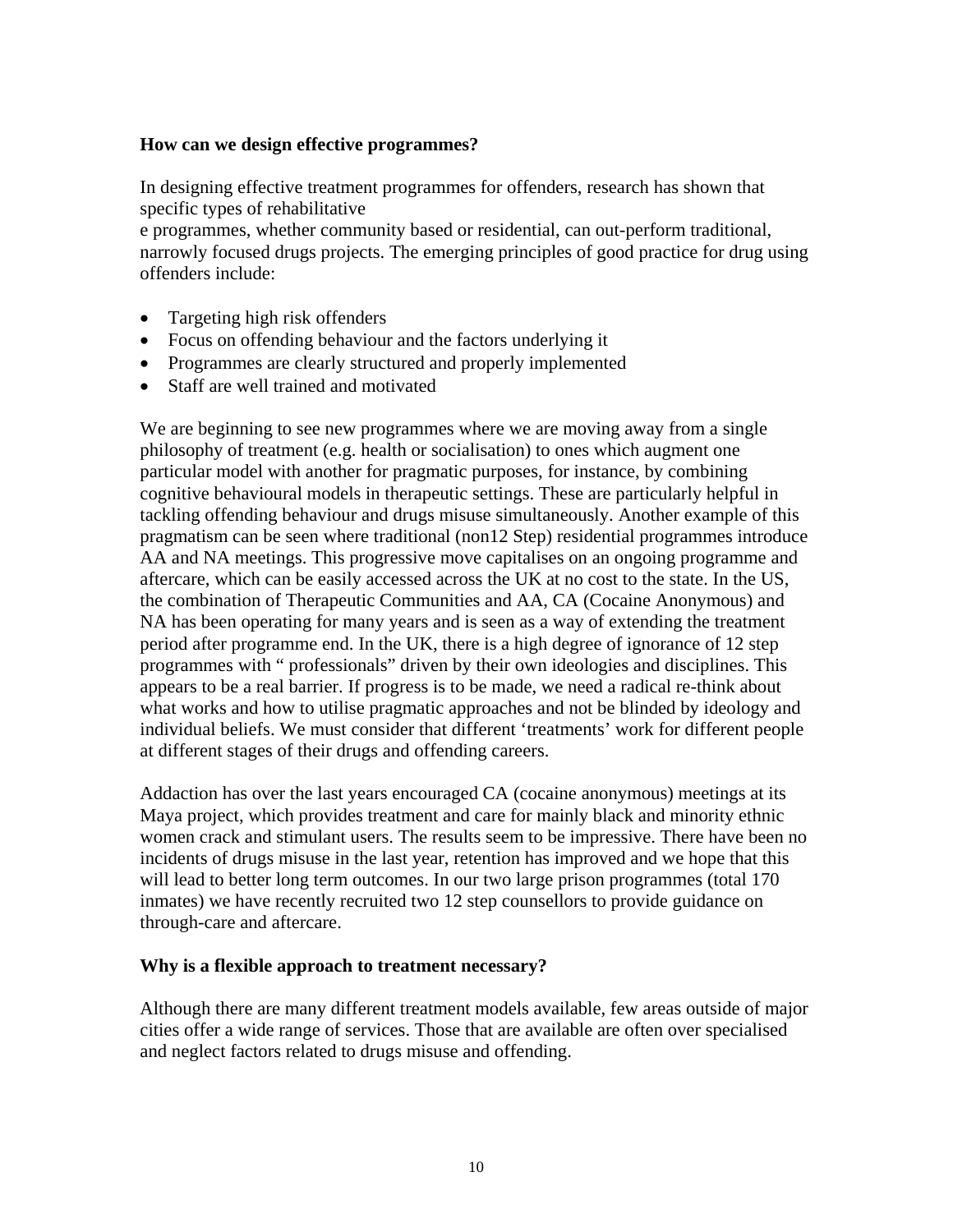**How can we design effective programmes?**

In designing effective treatment programmes for offenders, research has shown that specific types of rehabilitative
e programmes, whether community based or residential, can out-perform traditional, narrowly focused drugs projects. The emerging principles of good practice for drug using offenders include:

- Targeting high risk offenders
- Focus on offending behaviour and the factors underlying it
- Programmes are clearly structured and properly implemented
- Staff are well trained and motivated

We are beginning to see new programmes where we are moving away from a single philosophy of treatment (e.g. health or socialisation) to ones which augment one particular model with another for pragmatic purposes, for instance, by combining cognitive behavioural models in therapeutic settings. These are particularly helpful in tackling offending behaviour and drugs misuse simultaneously. Another example of this pragmatism can be seen where traditional (non12 Step) residential programmes introduce AA and NA meetings. This progressive move capitalises on an ongoing programme and aftercare, which can be easily accessed across the UK at no cost to the state. In the US, the combination of Therapeutic Communities and AA, CA (Cocaine Anonymous) and NA has been operating for many years and is seen as a way of extending the treatment period after programme end. In the UK, there is a high degree of ignorance of 12 step programmes with " professionals" driven by their own ideologies and disciplines. This appears to be a real barrier. If progress is to be made, we need a radical re-think about what works and how to utilise pragmatic approaches and not be blinded by ideology and individual beliefs. We must consider that different 'treatments' work for different people at different stages of their drugs and offending careers.

Addaction has over the last years encouraged CA (cocaine anonymous) meetings at its Maya project, which provides treatment and care for mainly black and minority ethnic women crack and stimulant users. The results seem to be impressive. There have been no incidents of drugs misuse in the last year, retention has improved and we hope that this will lead to better long term outcomes. In our two large prison programmes (total 170 inmates) we have recently recruited two 12 step counsellors to provide guidance on through-care and aftercare.

**Why is a flexible approach to treatment necessary?**

Although there are many different treatment models available, few areas outside of major cities offer a wide range of services. Those that are available are often over specialised and neglect factors related to drugs misuse and offending.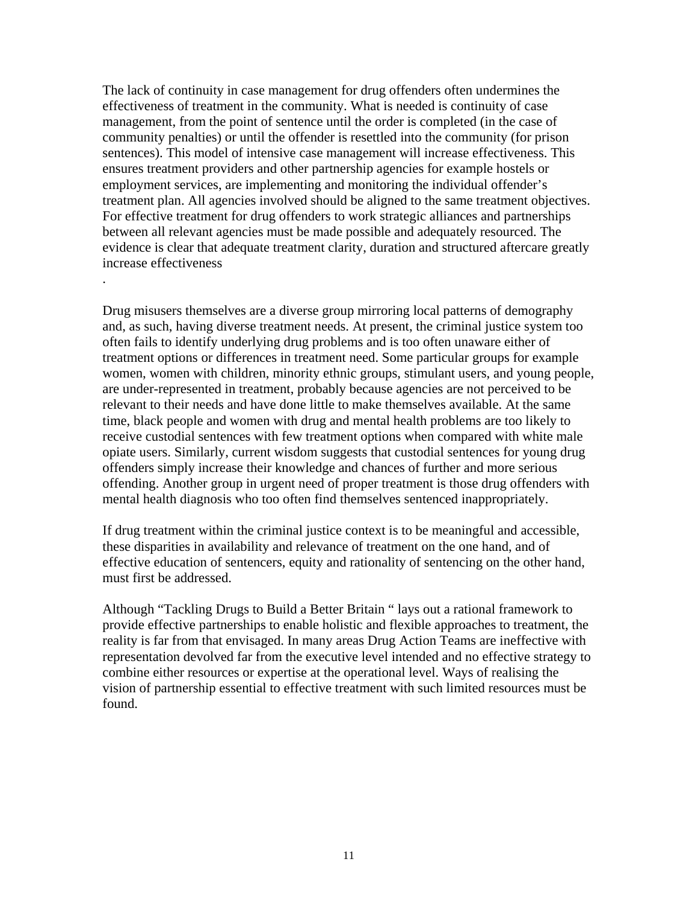The lack of continuity in case management for drug offenders often undermines the effectiveness of treatment in the community. What is needed is continuity of case management, from the point of sentence until the order is completed (in the case of community penalties) or until the offender is resettled into the community (for prison sentences). This model of intensive case management will increase effectiveness. This ensures treatment providers and other partnership agencies for example hostels or employment services, are implementing and monitoring the individual offender's treatment plan. All agencies involved should be aligned to the same treatment objectives. For effective treatment for drug offenders to work strategic alliances and partnerships between all relevant agencies must be made possible and adequately resourced. The evidence is clear that adequate treatment clarity, duration and structured aftercare greatly increase effectiveness

.

Drug misusers themselves are a diverse group mirroring local patterns of demography and, as such, having diverse treatment needs. At present, the criminal justice system too often fails to identify underlying drug problems and is too often unaware either of treatment options or differences in treatment need. Some particular groups for example women, women with children, minority ethnic groups, stimulant users, and young people, are under-represented in treatment, probably because agencies are not perceived to be relevant to their needs and have done little to make themselves available. At the same time, black people and women with drug and mental health problems are too likely to receive custodial sentences with few treatment options when compared with white male opiate users. Similarly, current wisdom suggests that custodial sentences for young drug offenders simply increase their knowledge and chances of further and more serious offending. Another group in urgent need of proper treatment is those drug offenders with mental health diagnosis who too often find themselves sentenced inappropriately.

If drug treatment within the criminal justice context is to be meaningful and accessible, these disparities in availability and relevance of treatment on the one hand, and of effective education of sentencers, equity and rationality of sentencing on the other hand, must first be addressed.

Although "Tackling Drugs to Build a Better Britain " lays out a rational framework to provide effective partnerships to enable holistic and flexible approaches to treatment, the reality is far from that envisaged. In many areas Drug Action Teams are ineffective with representation devolved far from the executive level intended and no effective strategy to combine either resources or expertise at the operational level. Ways of realising the vision of partnership essential to effective treatment with such limited resources must be found.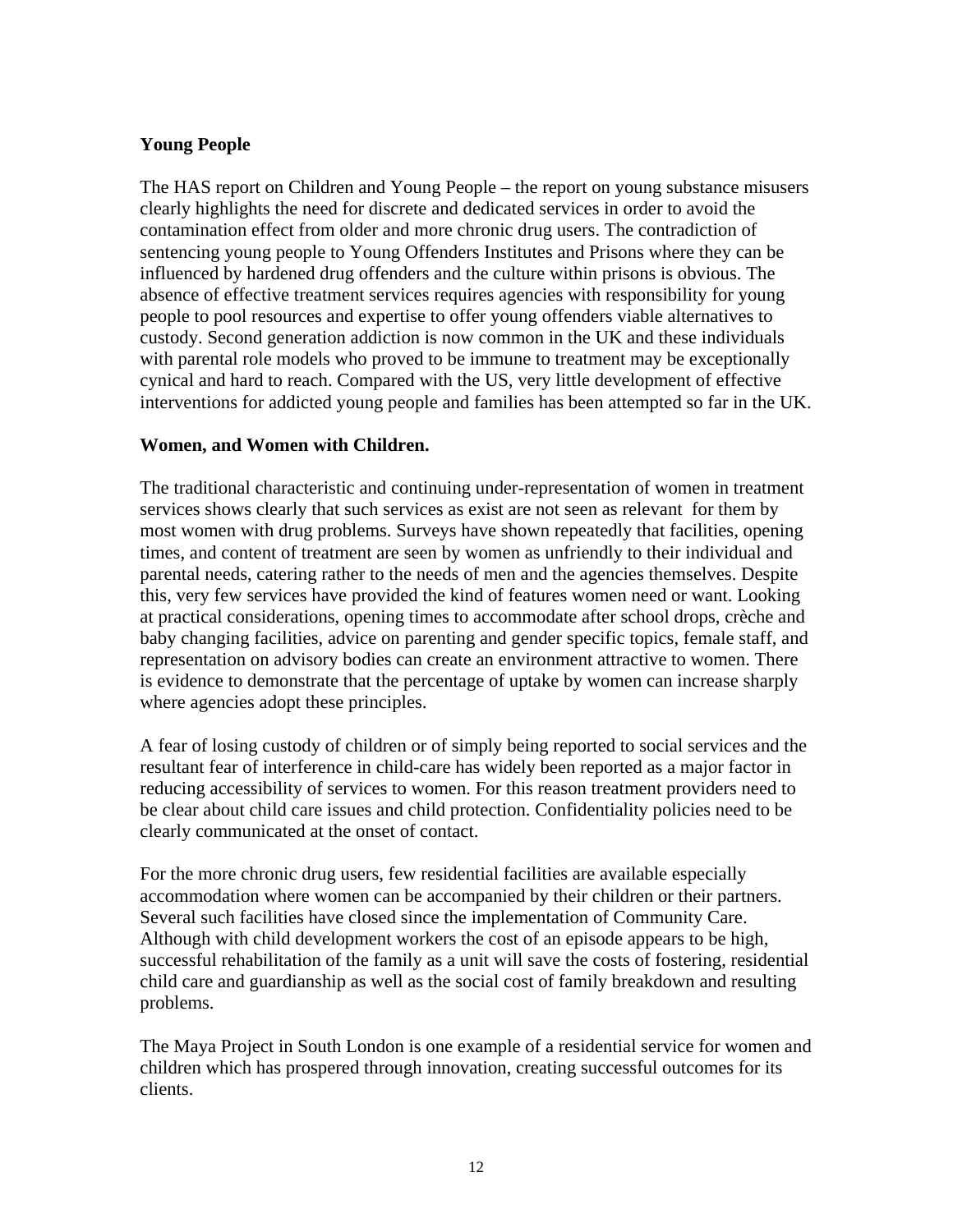**Young People**

The HAS report on Children and Young People – the report on young substance misusers clearly highlights the need for discrete and dedicated services in order to avoid the contamination effect from older and more chronic drug users. The contradiction of sentencing young people to Young Offenders Institutes and Prisons where they can be influenced by hardened drug offenders and the culture within prisons is obvious. The absence of effective treatment services requires agencies with responsibility for young people to pool resources and expertise to offer young offenders viable alternatives to custody. Second generation addiction is now common in the UK and these individuals with parental role models who proved to be immune to treatment may be exceptionally cynical and hard to reach. Compared with the US, very little development of effective interventions for addicted young people and families has been attempted so far in the UK.

**Women, and Women with Children.**

The traditional characteristic and continuing under-representation of women in treatment services shows clearly that such services as exist are not seen as relevant for them by most women with drug problems. Surveys have shown repeatedly that facilities, opening times, and content of treatment are seen by women as unfriendly to their individual and parental needs, catering rather to the needs of men and the agencies themselves. Despite this, very few services have provided the kind of features women need or want. Looking at practical considerations, opening times to accommodate after school drops, crèche and baby changing facilities, advice on parenting and gender specific topics, female staff, and representation on advisory bodies can create an environment attractive to women. There is evidence to demonstrate that the percentage of uptake by women can increase sharply where agencies adopt these principles.

A fear of losing custody of children or of simply being reported to social services and the resultant fear of interference in child-care has widely been reported as a major factor in reducing accessibility of services to women. For this reason treatment providers need to be clear about child care issues and child protection. Confidentiality policies need to be clearly communicated at the onset of contact.

For the more chronic drug users, few residential facilities are available especially accommodation where women can be accompanied by their children or their partners. Several such facilities have closed since the implementation of Community Care. Although with child development workers the cost of an episode appears to be high, successful rehabilitation of the family as a unit will save the costs of fostering, residential child care and guardianship as well as the social cost of family breakdown and resulting problems.

The Maya Project in South London is one example of a residential service for women and children which has prospered through innovation, creating successful outcomes for its clients.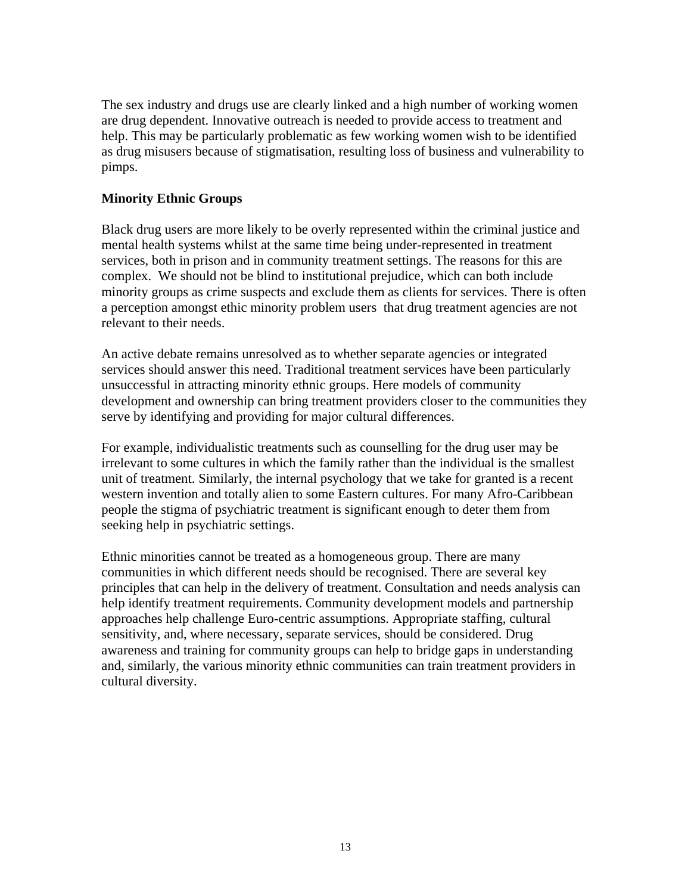The sex industry and drugs use are clearly linked and a high number of working women are drug dependent. Innovative outreach is needed to provide access to treatment and help. This may be particularly problematic as few working women wish to be identified as drug misusers because of stigmatisation, resulting loss of business and vulnerability to pimps.

**Minority Ethnic Groups**

Black drug users are more likely to be overly represented within the criminal justice and mental health systems whilst at the same time being under-represented in treatment services, both in prison and in community treatment settings. The reasons for this are complex. We should not be blind to institutional prejudice, which can both include minority groups as crime suspects and exclude them as clients for services. There is often a perception amongst ethic minority problem users that drug treatment agencies are not relevant to their needs.

An active debate remains unresolved as to whether separate agencies or integrated services should answer this need. Traditional treatment services have been particularly unsuccessful in attracting minority ethnic groups. Here models of community development and ownership can bring treatment providers closer to the communities they serve by identifying and providing for major cultural differences.

For example, individualistic treatments such as counselling for the drug user may be irrelevant to some cultures in which the family rather than the individual is the smallest unit of treatment. Similarly, the internal psychology that we take for granted is a recent western invention and totally alien to some Eastern cultures. For many Afro-Caribbean people the stigma of psychiatric treatment is significant enough to deter them from seeking help in psychiatric settings.

Ethnic minorities cannot be treated as a homogeneous group. There are many communities in which different needs should be recognised. There are several key principles that can help in the delivery of treatment. Consultation and needs analysis can help identify treatment requirements. Community development models and partnership approaches help challenge Euro-centric assumptions. Appropriate staffing, cultural sensitivity, and, where necessary, separate services, should be considered. Drug awareness and training for community groups can help to bridge gaps in understanding and, similarly, the various minority ethnic communities can train treatment providers in cultural diversity.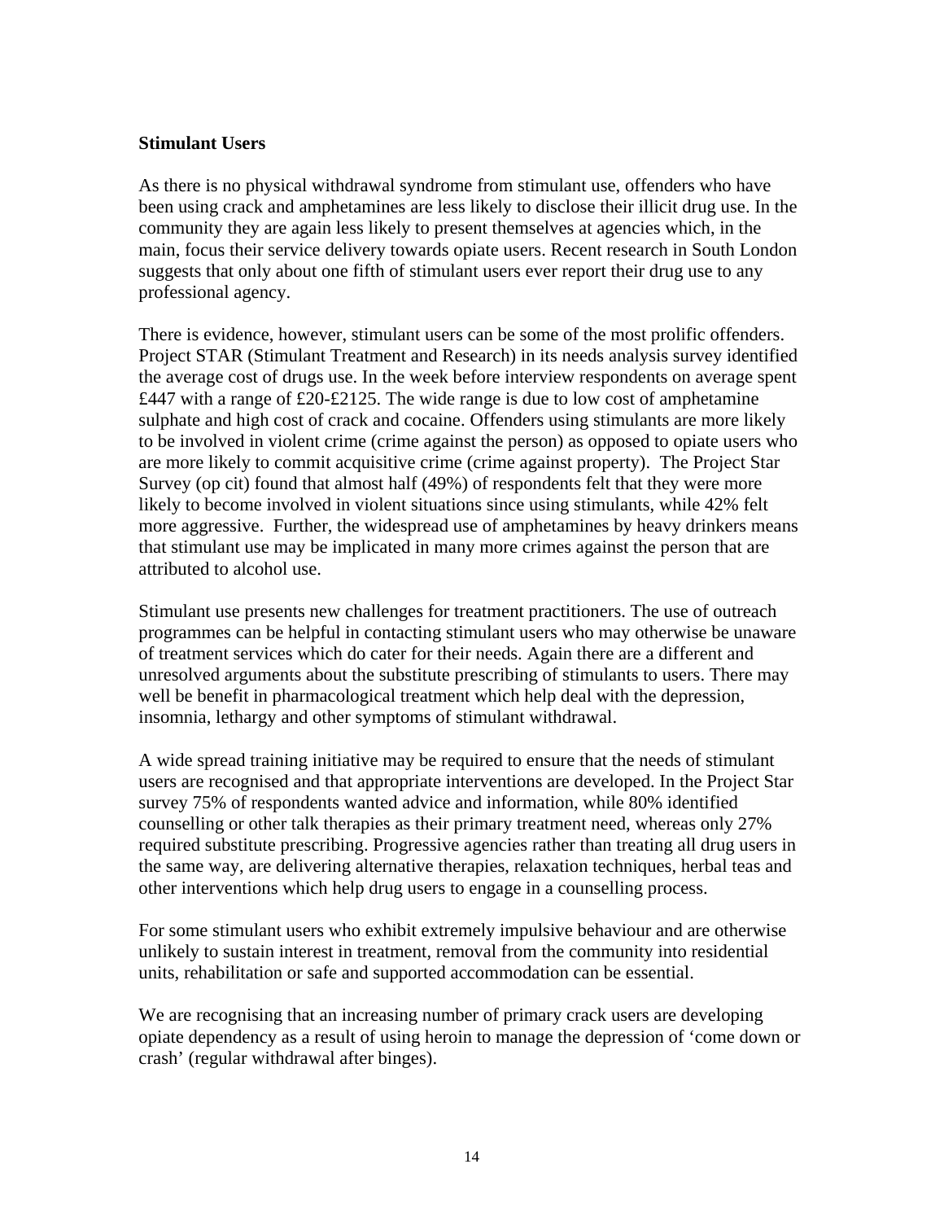**Stimulant Users**

As there is no physical withdrawal syndrome from stimulant use, offenders who have been using crack and amphetamines are less likely to disclose their illicit drug use. In the community they are again less likely to present themselves at agencies which, in the main, focus their service delivery towards opiate users. Recent research in South London suggests that only about one fifth of stimulant users ever report their drug use to any professional agency.

There is evidence, however, stimulant users can be some of the most prolific offenders. Project STAR (Stimulant Treatment and Research) in its needs analysis survey identified the average cost of drugs use. In the week before interview respondents on average spent £447 with a range of £20-£2125. The wide range is due to low cost of amphetamine sulphate and high cost of crack and cocaine. Offenders using stimulants are more likely to be involved in violent crime (crime against the person) as opposed to opiate users who are more likely to commit acquisitive crime (crime against property). The Project Star Survey (op cit) found that almost half (49%) of respondents felt that they were more likely to become involved in violent situations since using stimulants, while 42% felt more aggressive. Further, the widespread use of amphetamines by heavy drinkers means that stimulant use may be implicated in many more crimes against the person that are attributed to alcohol use.

Stimulant use presents new challenges for treatment practitioners. The use of outreach programmes can be helpful in contacting stimulant users who may otherwise be unaware of treatment services which do cater for their needs. Again there are a different and unresolved arguments about the substitute prescribing of stimulants to users. There may well be benefit in pharmacological treatment which help deal with the depression, insomnia, lethargy and other symptoms of stimulant withdrawal.

A wide spread training initiative may be required to ensure that the needs of stimulant users are recognised and that appropriate interventions are developed. In the Project Star survey 75% of respondents wanted advice and information, while 80% identified counselling or other talk therapies as their primary treatment need, whereas only 27% required substitute prescribing. Progressive agencies rather than treating all drug users in the same way, are delivering alternative therapies, relaxation techniques, herbal teas and other interventions which help drug users to engage in a counselling process.

For some stimulant users who exhibit extremely impulsive behaviour and are otherwise unlikely to sustain interest in treatment, removal from the community into residential units, rehabilitation or safe and supported accommodation can be essential.

We are recognising that an increasing number of primary crack users are developing opiate dependency as a result of using heroin to manage the depression of 'come down or crash' (regular withdrawal after binges).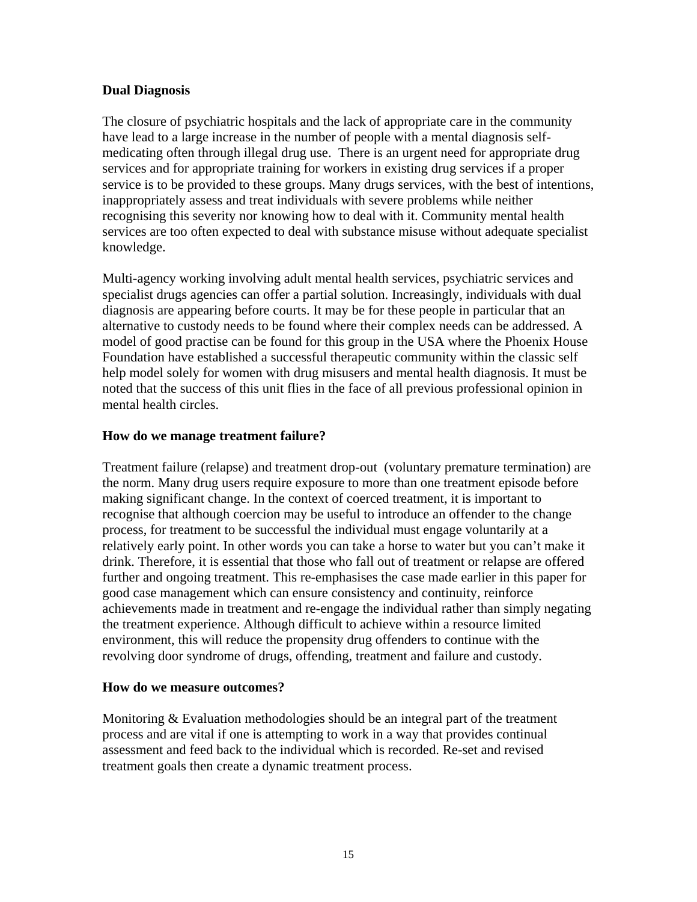**Dual Diagnosis**

The closure of psychiatric hospitals and the lack of appropriate care in the community have lead to a large increase in the number of people with a mental diagnosis self-medicating often through illegal drug use. There is an urgent need for appropriate drug services and for appropriate training for workers in existing drug services if a proper service is to be provided to these groups. Many drugs services, with the best of intentions, inappropriately assess and treat individuals with severe problems while neither recognising this severity nor knowing how to deal with it. Community mental health services are too often expected to deal with substance misuse without adequate specialist knowledge.

Multi-agency working involving adult mental health services, psychiatric services and specialist drugs agencies can offer a partial solution. Increasingly, individuals with dual diagnosis are appearing before courts. It may be for these people in particular that an alternative to custody needs to be found where their complex needs can be addressed. A model of good practise can be found for this group in the USA where the Phoenix House Foundation have established a successful therapeutic community within the classic self help model solely for women with drug misusers and mental health diagnosis. It must be noted that the success of this unit flies in the face of all previous professional opinion in mental health circles.

**How do we manage treatment failure?**

Treatment failure (relapse) and treatment drop-out (voluntary premature termination) are the norm. Many drug users require exposure to more than one treatment episode before making significant change. In the context of coerced treatment, it is important to recognise that although coercion may be useful to introduce an offender to the change process, for treatment to be successful the individual must engage voluntarily at a relatively early point. In other words you can take a horse to water but you can't make it drink. Therefore, it is essential that those who fall out of treatment or relapse are offered further and ongoing treatment. This re-emphasises the case made earlier in this paper for good case management which can ensure consistency and continuity, reinforce achievements made in treatment and re-engage the individual rather than simply negating the treatment experience. Although difficult to achieve within a resource limited environment, this will reduce the propensity drug offenders to continue with the revolving door syndrome of drugs, offending, treatment and failure and custody.

**How do we measure outcomes?**

Monitoring & Evaluation methodologies should be an integral part of the treatment process and are vital if one is attempting to work in a way that provides continual assessment and feed back to the individual which is recorded. Re-set and revised treatment goals then create a dynamic treatment process.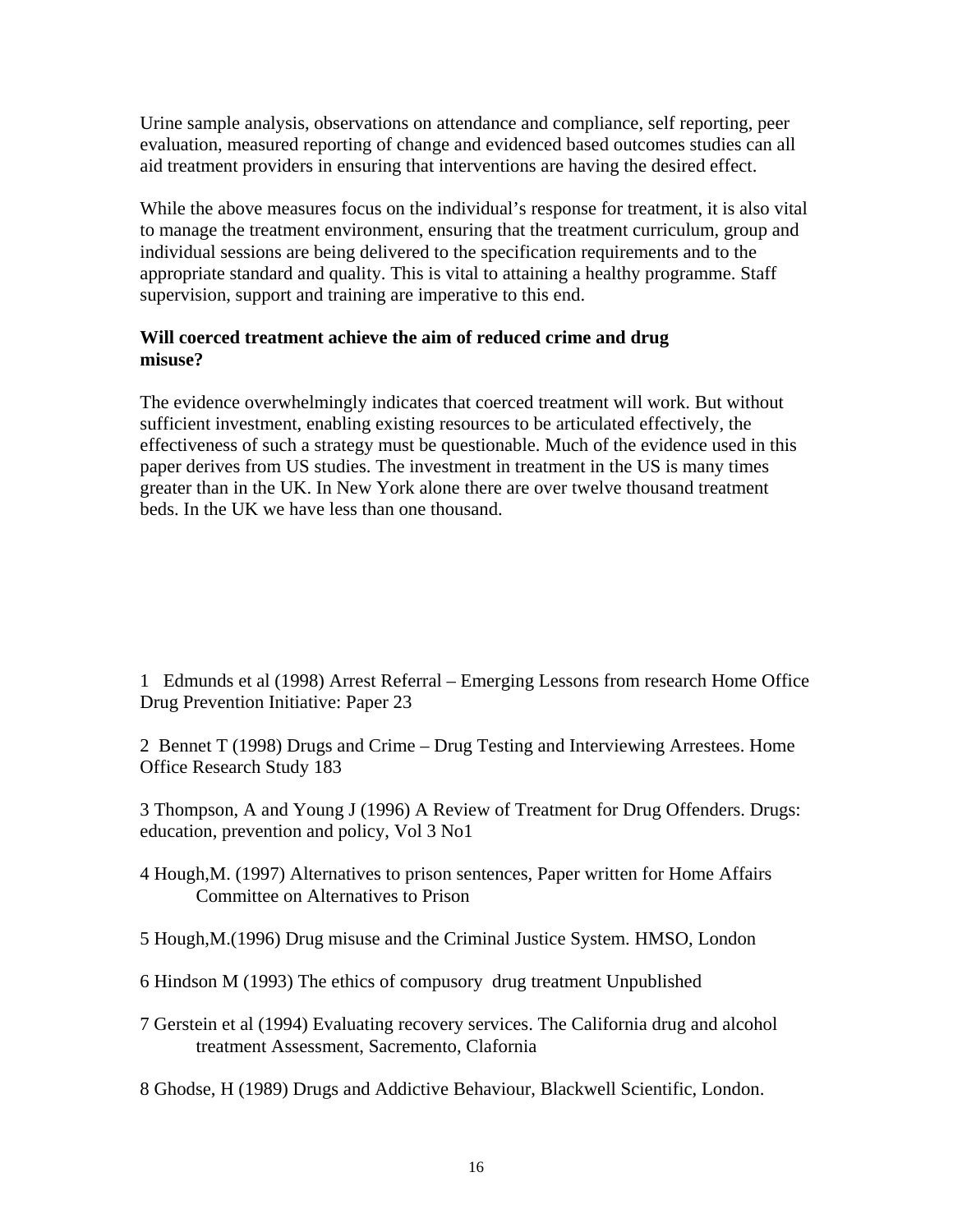Urine sample analysis, observations on attendance and compliance, self reporting, peer evaluation, measured reporting of change and evidenced based outcomes studies can all aid treatment providers in ensuring that interventions are having the desired effect.

While the above measures focus on the individual's response for treatment, it is also vital to manage the treatment environment, ensuring that the treatment curriculum, group and individual sessions are being delivered to the specification requirements and to the appropriate standard and quality. This is vital to attaining a healthy programme. Staff supervision, support and training are imperative to this end.

**Will coerced treatment achieve the aim of reduced crime and drug misuse?**

The evidence overwhelmingly indicates that coerced treatment will work. But without sufficient investment, enabling existing resources to be articulated effectively, the effectiveness of such a strategy must be questionable. Much of the evidence used in this paper derives from US studies. The investment in treatment in the US is many times greater than in the UK. In New York alone there are over twelve thousand treatment beds. In the UK we have less than one thousand.

1 Edmunds et al (1998) Arrest Referral – Emerging Lessons from research Home Office Drug Prevention Initiative: Paper 23

2 Bennet T (1998) Drugs and Crime – Drug Testing and Interviewing Arrestees. Home Office Research Study 183

3 Thompson, A and Young J (1996) A Review of Treatment for Drug Offenders. Drugs: education, prevention and policy, Vol 3 No1

4 Hough,M. (1997) Alternatives to prison sentences, Paper written for Home Affairs Committee on Alternatives to Prison

5 Hough,M.(1996) Drug misuse and the Criminal Justice System. HMSO, London

6 Hindson M (1993) The ethics of compusory drug treatment Unpublished

7 Gerstein et al (1994) Evaluating recovery services. The California drug and alcohol treatment Assessment, Sacremento, Clafornia

8 Ghodse, H (1989) Drugs and Addictive Behaviour, Blackwell Scientific, London.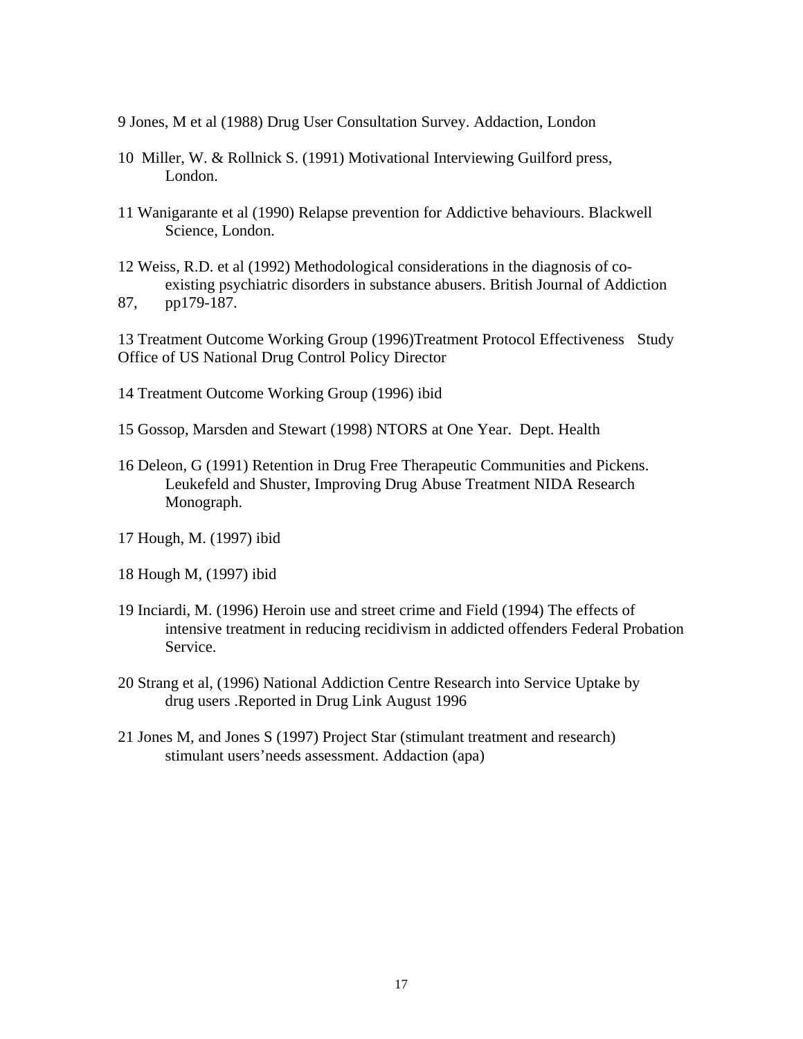9 Jones, M et al (1988) Drug User Consultation Survey. Addaction, London

10 Miller, W. & Rollnick S. (1991) Motivational Interviewing Guilford press, London.

11 Wanigarante et al (1990) Relapse prevention for Addictive behaviours. Blackwell Science, London.

12 Weiss, R.D. et al (1992) Methodological considerations in the diagnosis of co-existing psychiatric disorders in substance abusers. British Journal of Addiction 87, pp179-187.

13 Treatment Outcome Working Group (1996)Treatment Protocol Effectiveness Study Office of US National Drug Control Policy Director

14 Treatment Outcome Working Group (1996) ibid

15 Gossop, Marsden and Stewart (1998) NTORS at One Year. Dept. Health

16 Deleon, G (1991) Retention in Drug Free Therapeutic Communities and Pickens. Leukefeld and Shuster, Improving Drug Abuse Treatment NIDA Research Monograph.

17 Hough, M. (1997) ibid

18 Hough M, (1997) ibid

19 Inciardi, M. (1996) Heroin use and street crime and Field (1994) The effects of intensive treatment in reducing recidivism in addicted offenders Federal Probation Service.

20 Strang et al, (1996) National Addiction Centre Research into Service Uptake by drug users .Reported in Drug Link August 1996

21 Jones M, and Jones S (1997) Project Star (stimulant treatment and research) stimulant users'needs assessment. Addaction (apa)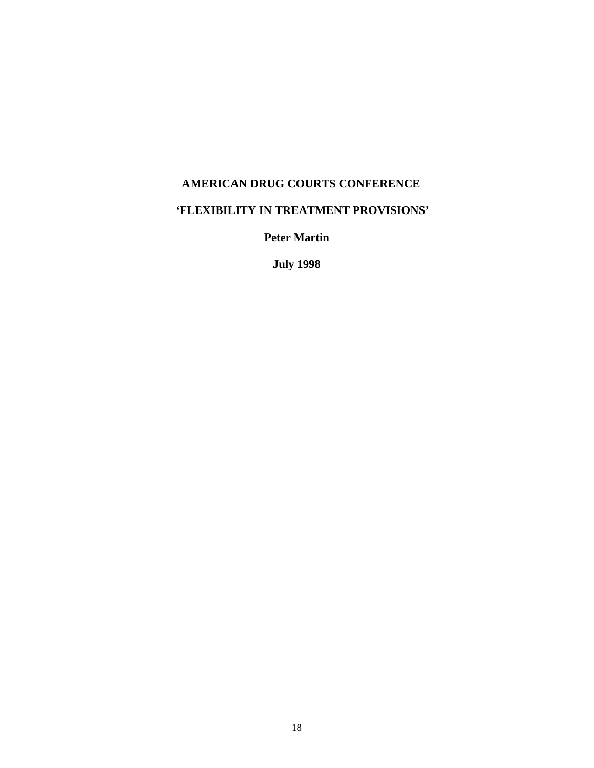**AMERICAN DRUG COURTS CONFERENCE**

**'FLEXIBILITY IN TREATMENT PROVISIONS'**

**Peter Martin**

**July 1998**